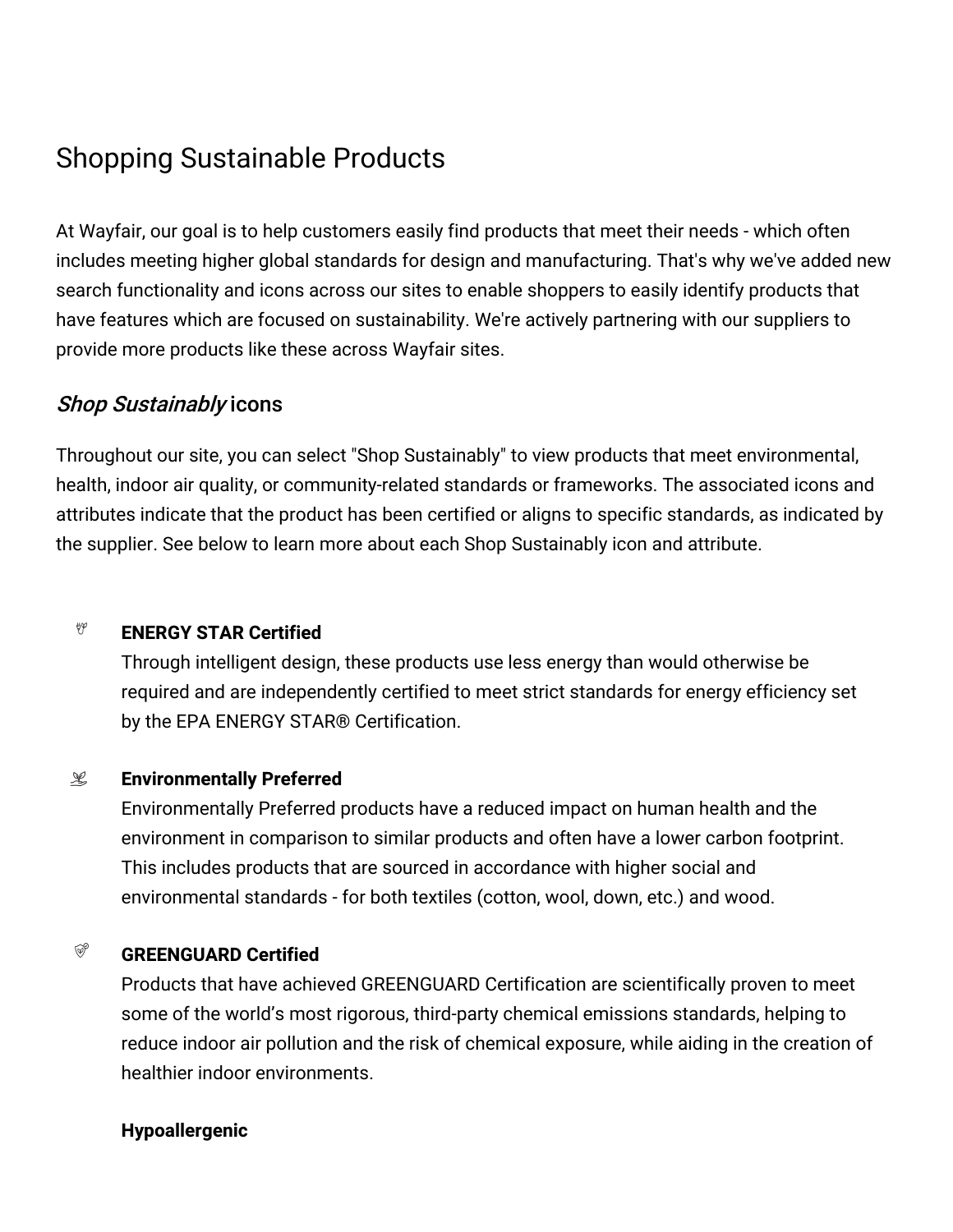# Shopping Sustainable Products

At Wayfair, our goal is to help customers easily find products that meet their needs - which often includes meeting higher global standards for design and manufacturing. That's why we've added new search functionality and icons across our sites to enable shoppers to easily identify products that have features which are focused on sustainability. We're actively partnering with our suppliers to provide more products like these across Wayfair sites.

## *Shop Sustainably* icons

Throughout our site, you can select "Shop Sustainably" to view products that meet environmental, health, indoor air quality, or community-related standards or frameworks. The associated icons and attributes indicate that the product has been certified or aligns to specific standards, as indicated by the supplier. See below to learn more about each Shop Sustainably icon and attribute.

- **ENERGY STAR Certified**
  Through intelligent design, these products use less energy than would otherwise be required and are independently certified to meet strict standards for energy efficiency set by the EPA ENERGY STAR® Certification.

- **Environmentally Preferred**
  Environmentally Preferred products have a reduced impact on human health and the environment in comparison to similar products and often have a lower carbon footprint. This includes products that are sourced in accordance with higher social and environmental standards - for both textiles (cotton, wool, down, etc.) and wood.

- **GREENGUARD Certified**
  Products that have achieved GREENGUARD Certification are scientifically proven to meet some of the world's most rigorous, third-party chemical emissions standards, helping to reduce indoor air pollution and the risk of chemical exposure, while aiding in the creation of healthier indoor environments.

- **Hypoallergenic**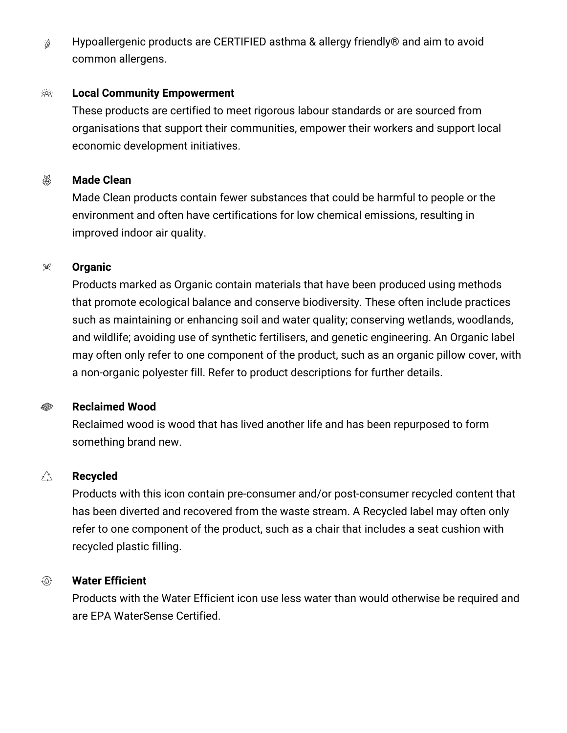Hypoallergenic products are CERTIFIED asthma & allergy friendly® and aim to avoid common allergens.

**Local Community Empowerment**

These products are certified to meet rigorous labour standards or are sourced from organisations that support their communities, empower their workers and support local economic development initiatives.

**Made Clean**

Made Clean products contain fewer substances that could be harmful to people or the environment and often have certifications for low chemical emissions, resulting in improved indoor air quality.

**Organic**

Products marked as Organic contain materials that have been produced using methods that promote ecological balance and conserve biodiversity. These often include practices such as maintaining or enhancing soil and water quality; conserving wetlands, woodlands, and wildlife; avoiding use of synthetic fertilisers, and genetic engineering. An Organic label may often only refer to one component of the product, such as an organic pillow cover, with a non-organic polyester fill. Refer to product descriptions for further details.

**Reclaimed Wood**

Reclaimed wood is wood that has lived another life and has been repurposed to form something brand new.

**Recycled**

Products with this icon contain pre-consumer and/or post-consumer recycled content that has been diverted and recovered from the waste stream. A Recycled label may often only refer to one component of the product, such as a chair that includes a seat cushion with recycled plastic filling.

**Water Efficient**

Products with the Water Efficient icon use less water than would otherwise be required and are EPA WaterSense Certified.